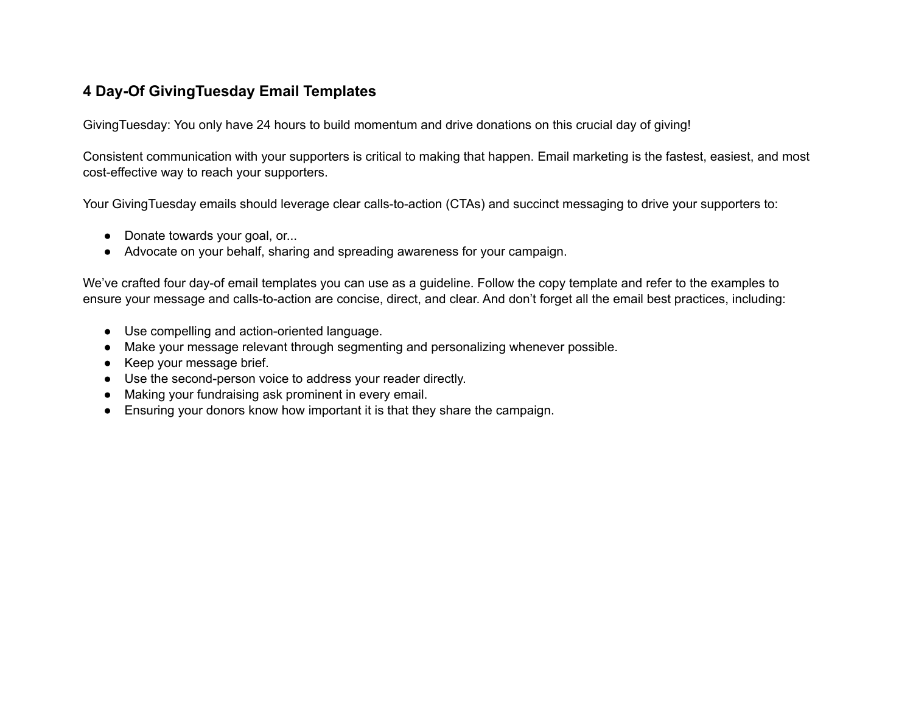# 4 Day-Of GivingTuesday Email Templates

GivingTuesday: You only have 24 hours to build momentum and drive donations on this crucial day of giving!

Consistent communication with your supporters is critical to making that happen. Email marketing is the fastest, easiest, and most cost-effective way to reach your supporters.

Your GivingTuesday emails should leverage clear calls-to-action (CTAs) and succinct messaging to drive your supporters to:

- Donate towards your goal, or...
- Advocate on your behalf, sharing and spreading awareness for your campaign.

We've crafted four day-of email templates you can use as a guideline. Follow the copy template and refer to the examples to ensure your message and calls-to-action are concise, direct, and clear. And don't forget all the email best practices, including:

- Use compelling and action-oriented language.
- Make your message relevant through segmenting and personalizing whenever possible.
- Keep your message brief.
- Use the second-person voice to address your reader directly.
- Making your fundraising ask prominent in every email.
- Ensuring your donors know how important it is that they share the campaign.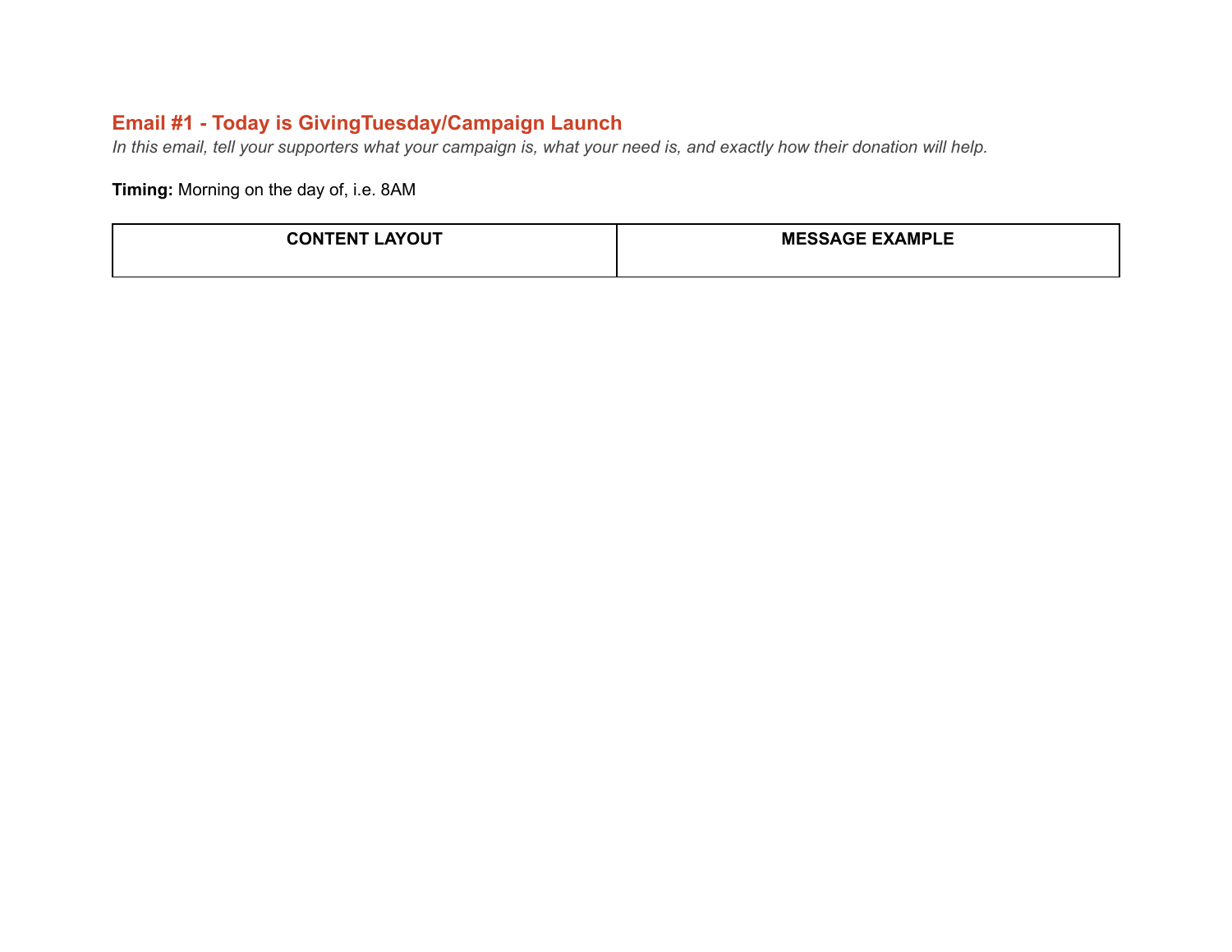## Email #1 - Today is GivingTuesday/Campaign Launch

*In this email, tell your supporters what your campaign is, what your need is, and exactly how their donation will help.*

**Timing:** Morning on the day of, i.e. 8AM

| CONTENT LAYOUT | MESSAGE EXAMPLE |
| --- | --- |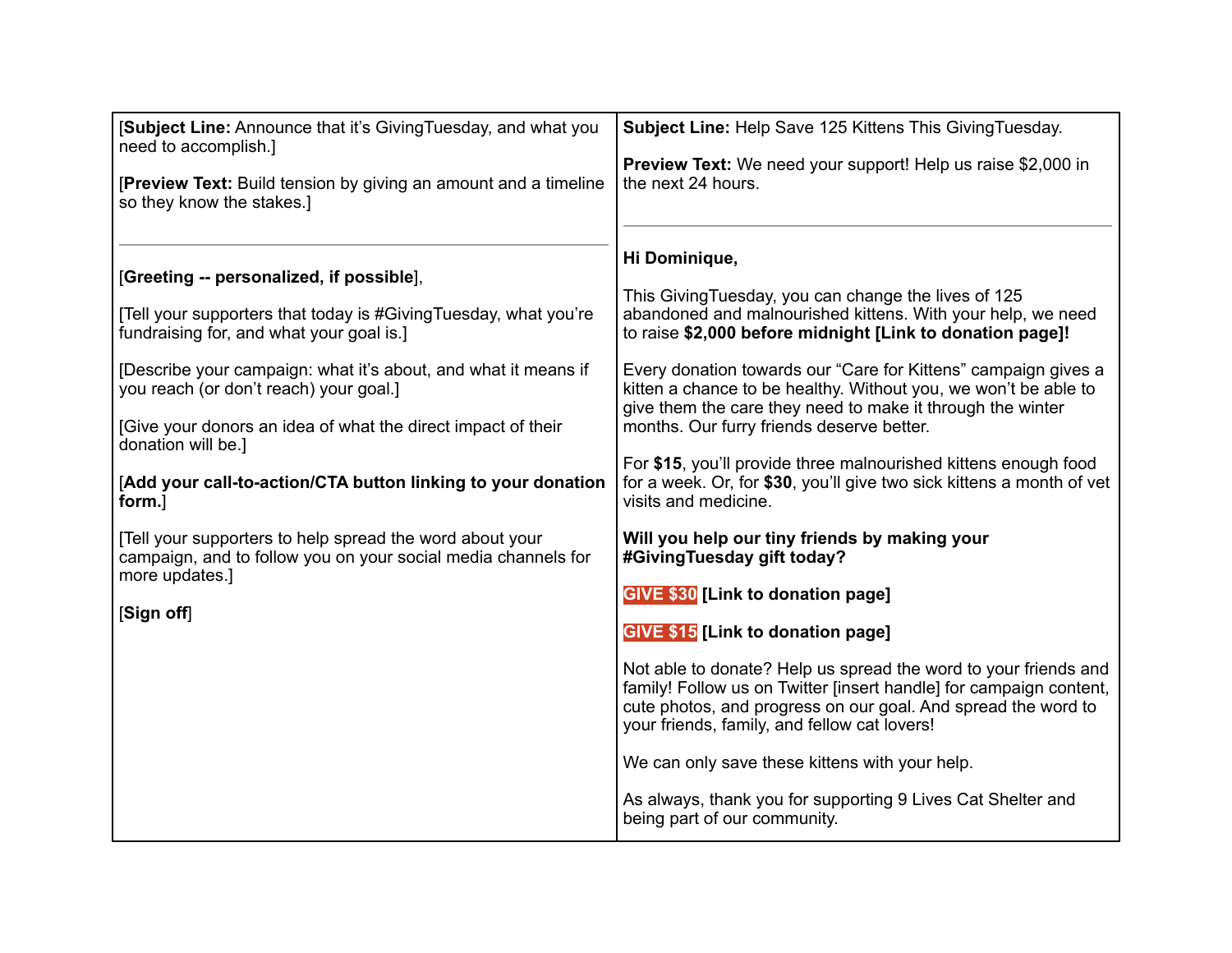| [**Subject Line:** Announce that it's GivingTuesday, and what you need to accomplish.]<br><br>[**Preview Text:** Build tension by giving an amount and a timeline so they know the stakes.]<br><br>---<br><br>[**Greeting -- personalized, if possible**],<br><br>[Tell your supporters that today is #GivingTuesday, what you're fundraising for, and what your goal is.]<br><br>[Describe your campaign: what it's about, and what it means if you reach (or don't reach) your goal.]<br><br>[Give your donors an idea of what the direct impact of their donation will be.]<br><br>[**Add your call-to-action/CTA button linking to your donation form.**]<br><br>[Tell your supporters to help spread the word about your campaign, and to follow you on your social media channels for more updates.]<br><br>[**Sign off**] | **Subject Line:** Help Save 125 Kittens This GivingTuesday.<br><br>**Preview Text:** We need your support! Help us raise $2,000 in the next 24 hours.<br><br>---<br><br>**Hi Dominique,**<br><br>This GivingTuesday, you can change the lives of 125 abandoned and malnourished kittens. With your help, we need to raise **$2,000 before midnight [Link to donation page]!**<br><br>Every donation towards our "Care for Kittens" campaign gives a kitten a chance to be healthy. Without you, we won't be able to give them the care they need to make it through the winter months. Our furry friends deserve better.<br><br>For **$15**, you'll provide three malnourished kittens enough food for a week. Or, for **$30**, you'll give two sick kittens a month of vet visits and medicine.<br><br>**Will you help our tiny friends by making your #GivingTuesday gift today?**<br><br>**GIVE $30 [Link to donation page]**<br><br>**GIVE $15 [Link to donation page]**<br><br>Not able to donate? Help us spread the word to your friends and family! Follow us on Twitter [insert handle] for campaign content, cute photos, and progress on our goal. And spread the word to your friends, family, and fellow cat lovers!<br><br>We can only save these kittens with your help.<br><br>As always, thank you for supporting 9 Lives Cat Shelter and being part of our community. |
|---|---|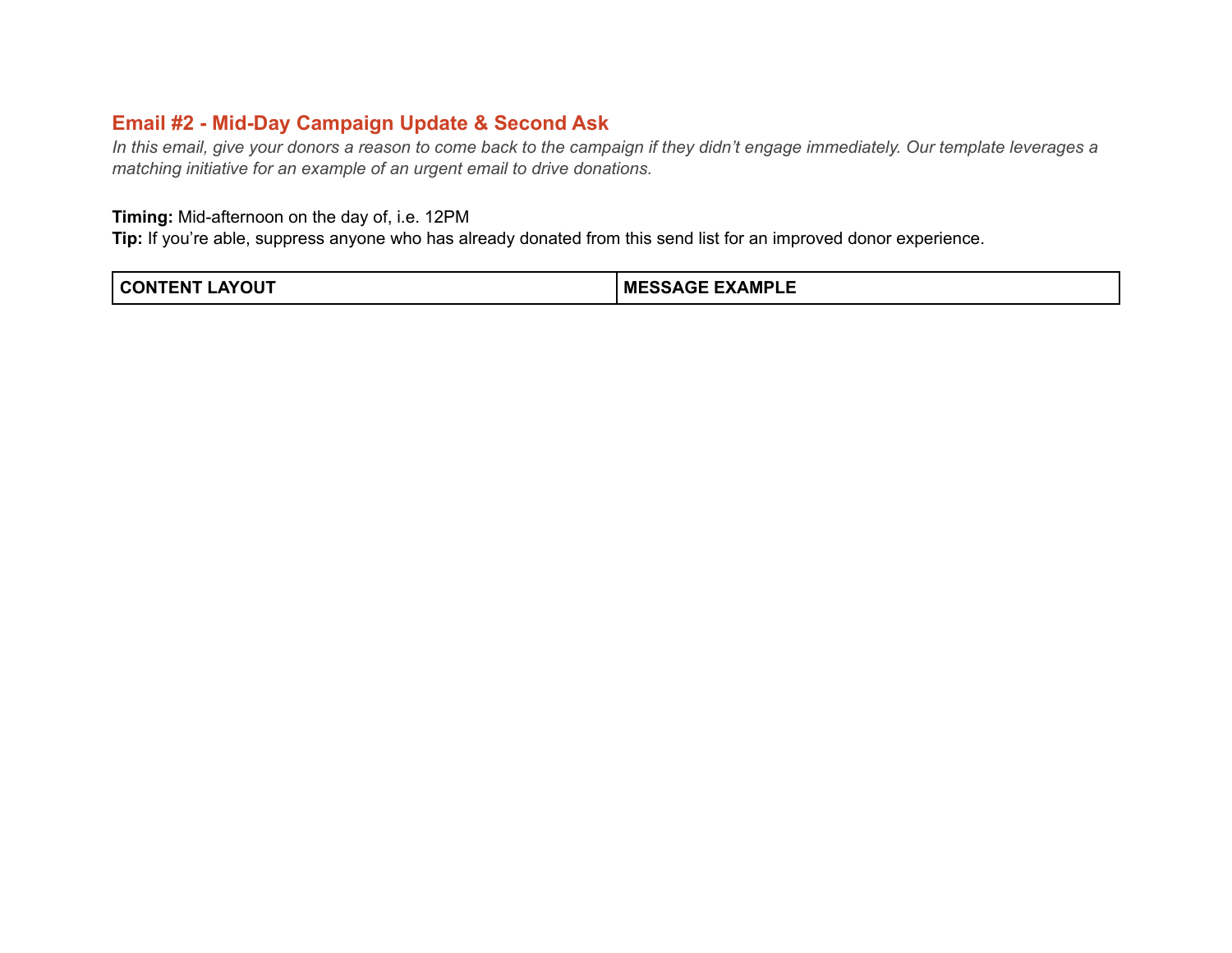## Email #2 - Mid-Day Campaign Update & Second Ask

*In this email, give your donors a reason to come back to the campaign if they didn't engage immediately. Our template leverages a matching initiative for an example of an urgent email to drive donations.*

**Timing:** Mid-afternoon on the day of, i.e. 12PM
**Tip:** If you're able, suppress anyone who has already donated from this send list for an improved donor experience.

| CONTENT LAYOUT | MESSAGE EXAMPLE |
|---|---|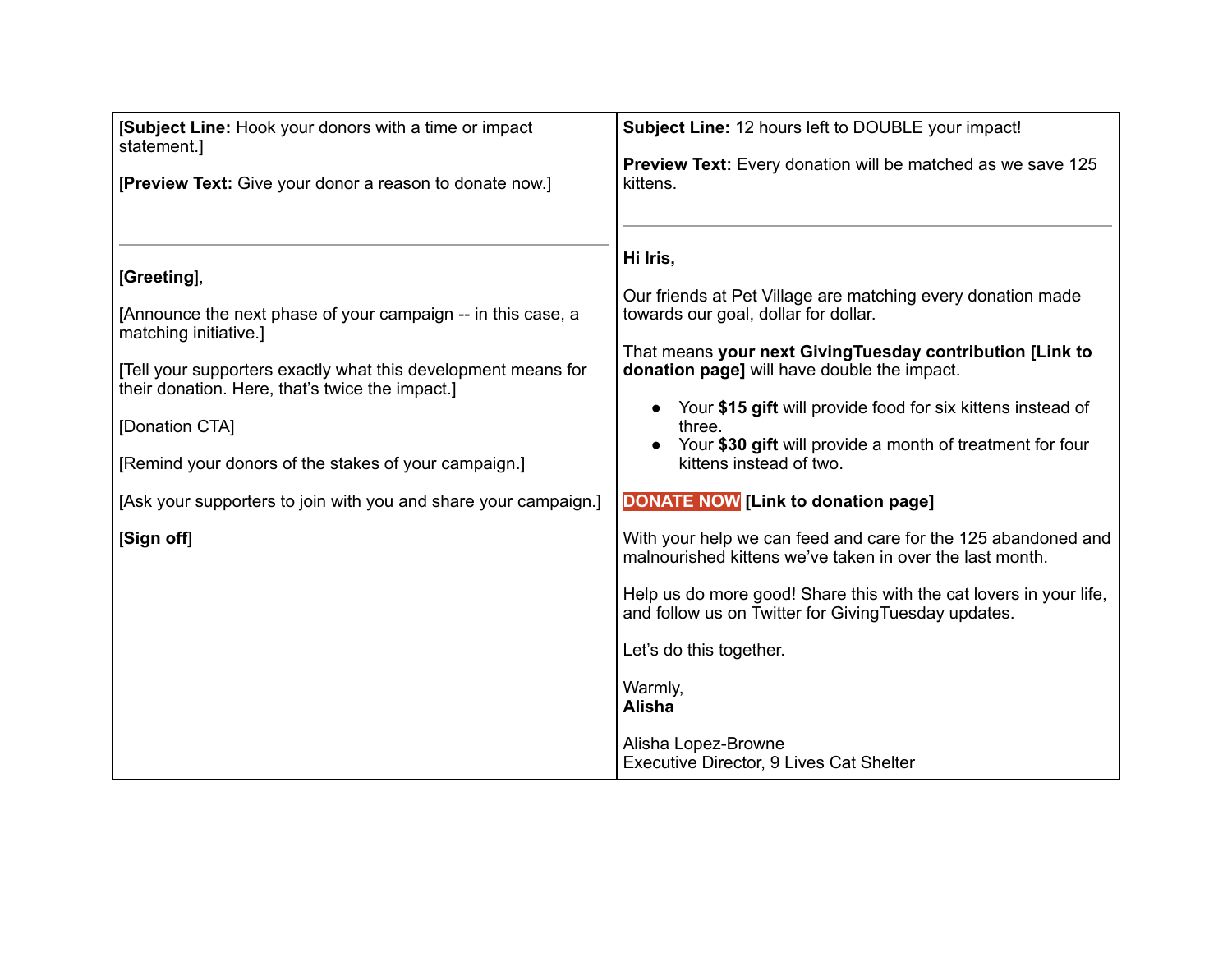| [**Subject Line:** Hook your donors with a time or impact statement.]<br><br>[**Preview Text:** Give your donor a reason to donate now.]<br><br>---<br><br>[**Greeting**],<br><br>[Announce the next phase of your campaign -- in this case, a matching initiative.]<br><br>[Tell your supporters exactly what this development means for their donation. Here, that's twice the impact.]<br><br>[Donation CTA]<br><br>[Remind your donors of the stakes of your campaign.]<br><br>[Ask your supporters to join with you and share your campaign.]<br><br>[**Sign off**] | **Subject Line:** 12 hours left to DOUBLE your impact!<br><br>**Preview Text:** Every donation will be matched as we save 125 kittens.<br><br>---<br><br>**Hi Iris,**<br><br>Our friends at Pet Village are matching every donation made towards our goal, dollar for dollar.<br><br>That means **your next GivingTuesday contribution [Link to donation page]** will have double the impact.<br><br>• Your **$15 gift** will provide food for six kittens instead of three.<br>• Your **$30 gift** will provide a month of treatment for four kittens instead of two.<br><br>**DONATE NOW [Link to donation page]**<br><br>With your help we can feed and care for the 125 abandoned and malnourished kittens we've taken in over the last month.<br><br>Help us do more good! Share this with the cat lovers in your life, and follow us on Twitter for GivingTuesday updates.<br><br>Let's do this together.<br><br>Warmly,<br>**Alisha**<br><br>Alisha Lopez-Browne<br>Executive Director, 9 Lives Cat Shelter |
|---|---|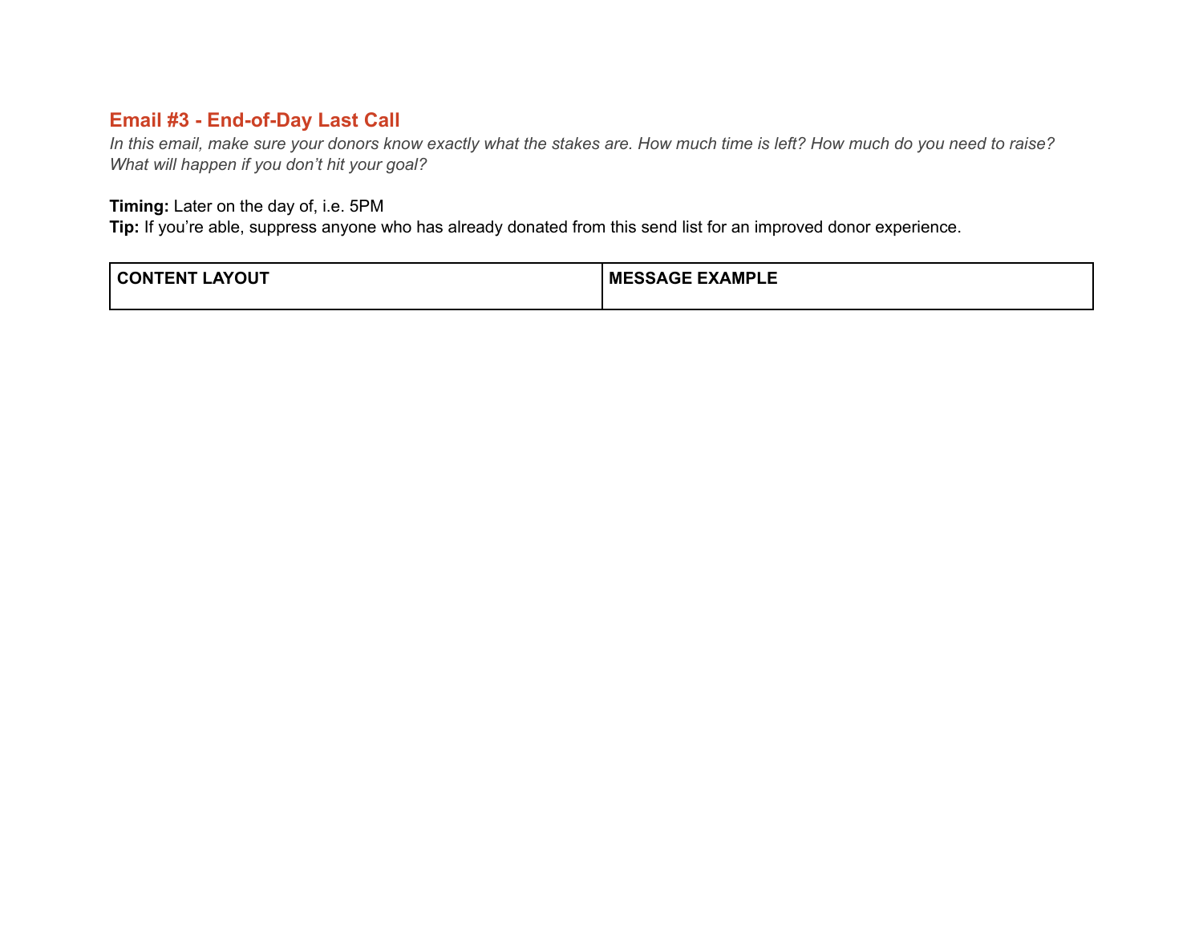## Email #3 - End-of-Day Last Call

*In this email, make sure your donors know exactly what the stakes are. How much time is left? How much do you need to raise? What will happen if you don't hit your goal?*

**Timing:** Later on the day of, i.e. 5PM
**Tip:** If you're able, suppress anyone who has already donated from this send list for an improved donor experience.

| CONTENT LAYOUT | MESSAGE EXAMPLE |
|---|---|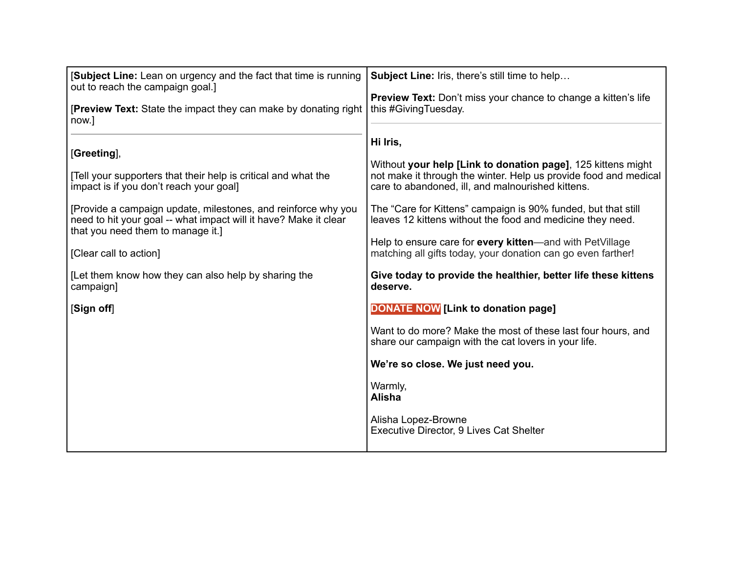| [**Subject Line:** Lean on urgency and the fact that time is running out to reach the campaign goal.]<br><br>[**Preview Text:** State the impact they can make by donating right now.]<br><br>---<br><br>[**Greeting**],<br><br>[Tell your supporters that their help is critical and what the impact is if you don't reach your goal]<br><br>[Provide a campaign update, milestones, and reinforce why you need to hit your goal -- what impact will it have? Make it clear that you need them to manage it.]<br><br>[Clear call to action]<br><br>[Let them know how they can also help by sharing the campaign]<br><br>[**Sign off**] | **Subject Line:** Iris, there's still time to help…<br><br>**Preview Text:** Don't miss your chance to change a kitten's life this #GivingTuesday.<br><br>---<br><br>**Hi Iris,**<br><br>Without **your help [Link to donation page]**, 125 kittens might not make it through the winter. Help us provide food and medical care to abandoned, ill, and malnourished kittens.<br><br>The "Care for Kittens" campaign is 90% funded, but that still leaves 12 kittens without the food and medicine they need.<br><br>Help to ensure care for **every kitten**—and with PetVillage matching all gifts today, your donation can go even farther!<br><br>**Give today to provide the healthier, better life these kittens deserve.**<br><br>**DONATE NOW [Link to donation page]**<br><br>Want to do more? Make the most of these last four hours, and share our campaign with the cat lovers in your life.<br><br>**We're so close. We just need you.**<br><br>Warmly,<br>**Alisha**<br><br>Alisha Lopez-Browne<br>Executive Director, 9 Lives Cat Shelter |
|---|---|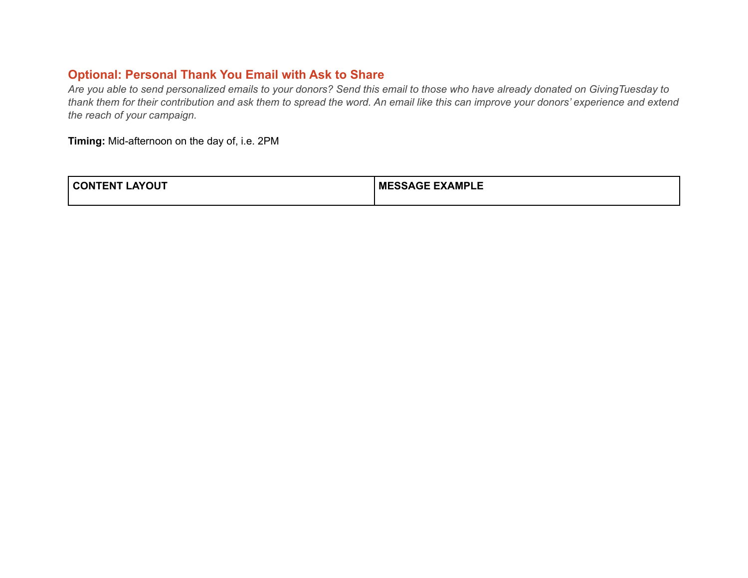## Optional: Personal Thank You Email with Ask to Share

*Are you able to send personalized emails to your donors? Send this email to those who have already donated on GivingTuesday to thank them for their contribution and ask them to spread the word. An email like this can improve your donors' experience and extend the reach of your campaign.*

**Timing:** Mid-afternoon on the day of, i.e. 2PM

| CONTENT LAYOUT | MESSAGE EXAMPLE |
|---|---|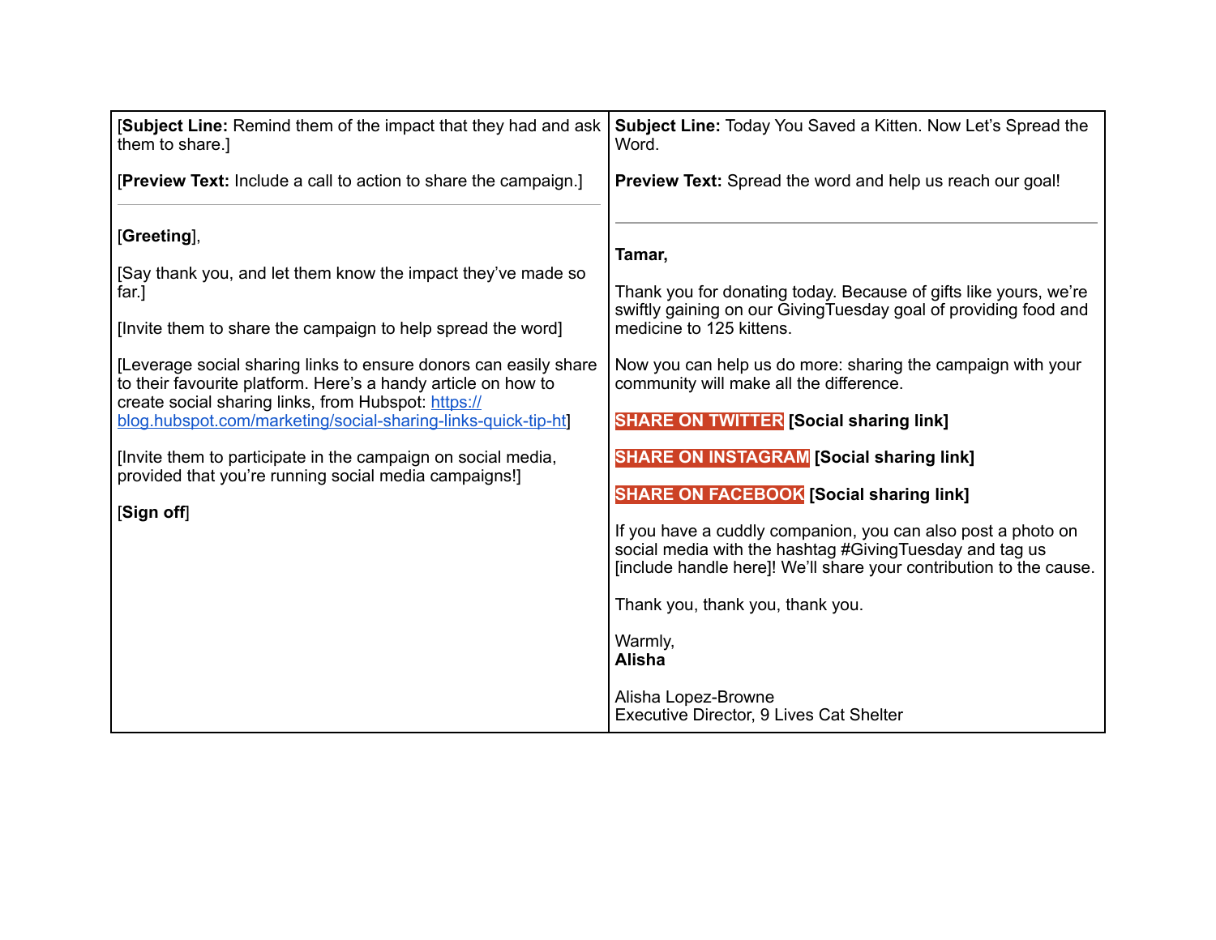| | |
|---|---|
| [**Subject Line:** Remind them of the impact that they had and ask them to share.]<br><br>[**Preview Text:** Include a call to action to share the campaign.]<br><br>---<br><br>[**Greeting**],<br><br>[Say thank you, and let them know the impact they've made so far.]<br><br>[Invite them to share the campaign to help spread the word]<br><br>[Leverage social sharing links to ensure donors can easily share to their favourite platform. Here's a handy article on how to create social sharing links, from Hubspot: https://blog.hubspot.com/marketing/social-sharing-links-quick-tip-ht]<br><br>[Invite them to participate in the campaign on social media, provided that you're running social media campaigns!]<br><br>[**Sign off**] | **Subject Line:** Today You Saved a Kitten. Now Let's Spread the Word.<br><br>**Preview Text:** Spread the word and help us reach our goal!<br><br>---<br><br>**Tamar,**<br><br>Thank you for donating today. Because of gifts like yours, we're swiftly gaining on our GivingTuesday goal of providing food and medicine to 125 kittens.<br><br>Now you can help us do more: sharing the campaign with your community will make all the difference.<br><br>**SHARE ON TWITTER [Social sharing link]**<br><br>**SHARE ON INSTAGRAM [Social sharing link]**<br><br>**SHARE ON FACEBOOK [Social sharing link]**<br><br>If you have a cuddly companion, you can also post a photo on social media with the hashtag #GivingTuesday and tag us [include handle here]! We'll share your contribution to the cause.<br><br>Thank you, thank you, thank you.<br><br>Warmly,<br>**Alisha**<br><br>Alisha Lopez-Browne<br>Executive Director, 9 Lives Cat Shelter |